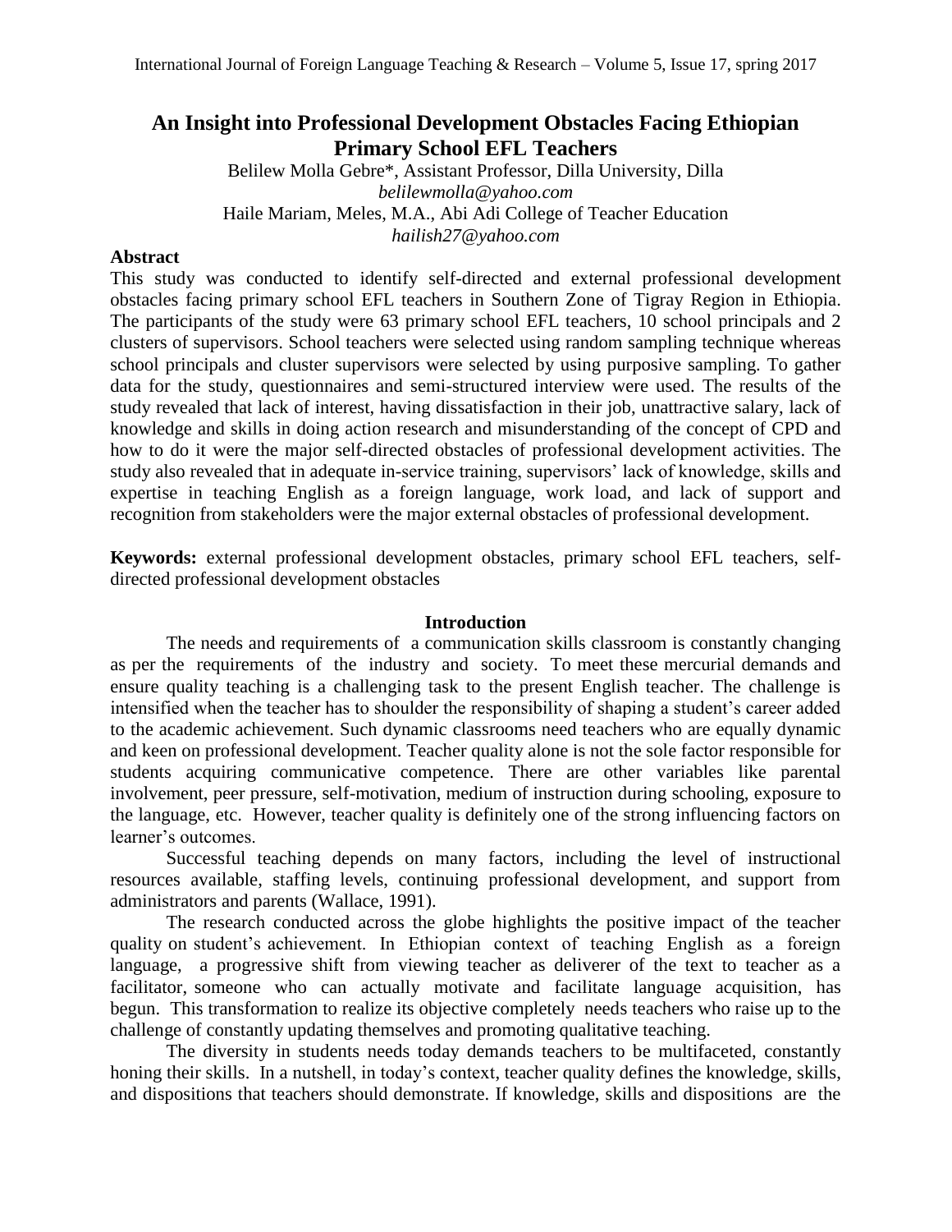# An Insight into Professional Development Obstacles Facing Ethiopian Primary School EFL Teachers

Belilew Molla Gebre*, Assistant Professor, Dilla University, Dilla
*belilewmolla@yahoo.com*
Haile Mariam, Meles, M.A., Abi Adi College of Teacher Education
*hailish27@yahoo.com*

## Abstract

This study was conducted to identify self-directed and external professional development obstacles facing primary school EFL teachers in Southern Zone of Tigray Region in Ethiopia. The participants of the study were 63 primary school EFL teachers, 10 school principals and 2 clusters of supervisors. School teachers were selected using random sampling technique whereas school principals and cluster supervisors were selected by using purposive sampling. To gather data for the study, questionnaires and semi-structured interview were used. The results of the study revealed that lack of interest, having dissatisfaction in their job, unattractive salary, lack of knowledge and skills in doing action research and misunderstanding of the concept of CPD and how to do it were the major self-directed obstacles of professional development activities. The study also revealed that in adequate in-service training, supervisors' lack of knowledge, skills and expertise in teaching English as a foreign language, work load, and lack of support and recognition from stakeholders were the major external obstacles of professional development.

**Keywords:** external professional development obstacles, primary school EFL teachers, self-directed professional development obstacles

## Introduction

The needs and requirements of a communication skills classroom is constantly changing as per the requirements of the industry and society. To meet these mercurial demands and ensure quality teaching is a challenging task to the present English teacher. The challenge is intensified when the teacher has to shoulder the responsibility of shaping a student's career added to the academic achievement. Such dynamic classrooms need teachers who are equally dynamic and keen on professional development. Teacher quality alone is not the sole factor responsible for students acquiring communicative competence. There are other variables like parental involvement, peer pressure, self-motivation, medium of instruction during schooling, exposure to the language, etc. However, teacher quality is definitely one of the strong influencing factors on learner's outcomes.

Successful teaching depends on many factors, including the level of instructional resources available, staffing levels, continuing professional development, and support from administrators and parents (Wallace, 1991).

The research conducted across the globe highlights the positive impact of the teacher quality on student's achievement. In Ethiopian context of teaching English as a foreign language, a progressive shift from viewing teacher as deliverer of the text to teacher as a facilitator, someone who can actually motivate and facilitate language acquisition, has begun. This transformation to realize its objective completely needs teachers who raise up to the challenge of constantly updating themselves and promoting qualitative teaching.

The diversity in students needs today demands teachers to be multifaceted, constantly honing their skills. In a nutshell, in today's context, teacher quality defines the knowledge, skills, and dispositions that teachers should demonstrate. If knowledge, skills and dispositions are the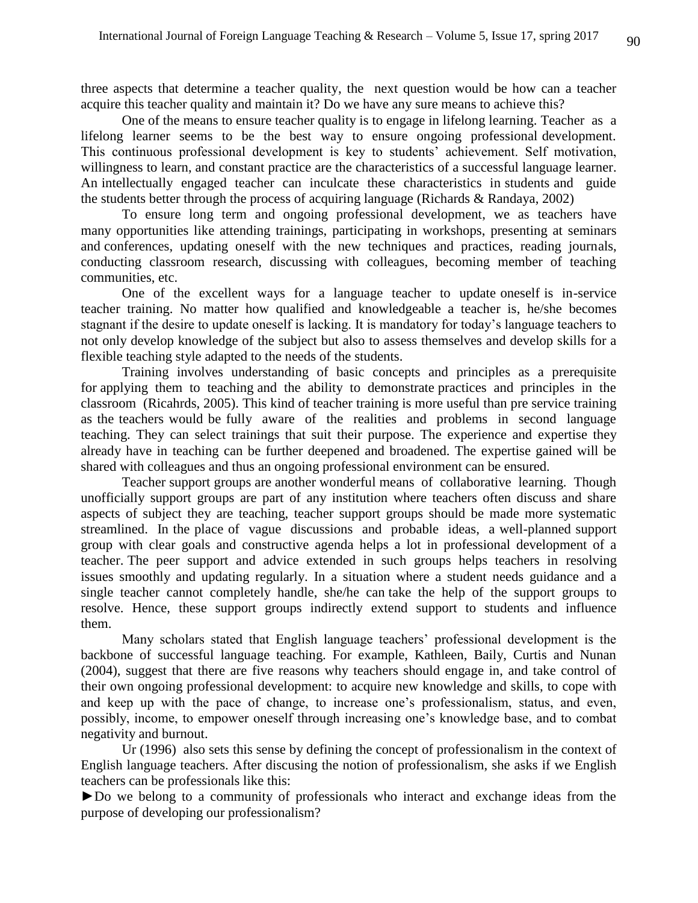three aspects that determine a teacher quality, the next question would be how can a teacher acquire this teacher quality and maintain it? Do we have any sure means to achieve this?

One of the means to ensure teacher quality is to engage in lifelong learning. Teacher as a lifelong learner seems to be the best way to ensure ongoing professional development. This continuous professional development is key to students' achievement. Self motivation, willingness to learn, and constant practice are the characteristics of a successful language learner. An intellectually engaged teacher can inculcate these characteristics in students and guide the students better through the process of acquiring language (Richards & Randaya, 2002)

To ensure long term and ongoing professional development, we as teachers have many opportunities like attending trainings, participating in workshops, presenting at seminars and conferences, updating oneself with the new techniques and practices, reading journals, conducting classroom research, discussing with colleagues, becoming member of teaching communities, etc.

One of the excellent ways for a language teacher to update oneself is in-service teacher training. No matter how qualified and knowledgeable a teacher is, he/she becomes stagnant if the desire to update oneself is lacking. It is mandatory for today's language teachers to not only develop knowledge of the subject but also to assess themselves and develop skills for a flexible teaching style adapted to the needs of the students.

Training involves understanding of basic concepts and principles as a prerequisite for applying them to teaching and the ability to demonstrate practices and principles in the classroom (Ricahrds, 2005). This kind of teacher training is more useful than pre service training as the teachers would be fully aware of the realities and problems in second language teaching. They can select trainings that suit their purpose. The experience and expertise they already have in teaching can be further deepened and broadened. The expertise gained will be shared with colleagues and thus an ongoing professional environment can be ensured.

Teacher support groups are another wonderful means of collaborative learning. Though unofficially support groups are part of any institution where teachers often discuss and share aspects of subject they are teaching, teacher support groups should be made more systematic streamlined. In the place of vague discussions and probable ideas, a well-planned support group with clear goals and constructive agenda helps a lot in professional development of a teacher. The peer support and advice extended in such groups helps teachers in resolving issues smoothly and updating regularly. In a situation where a student needs guidance and a single teacher cannot completely handle, she/he can take the help of the support groups to resolve. Hence, these support groups indirectly extend support to students and influence them.

Many scholars stated that English language teachers' professional development is the backbone of successful language teaching. For example, Kathleen, Baily, Curtis and Nunan (2004), suggest that there are five reasons why teachers should engage in, and take control of their own ongoing professional development: to acquire new knowledge and skills, to cope with and keep up with the pace of change, to increase one's professionalism, status, and even, possibly, income, to empower oneself through increasing one's knowledge base, and to combat negativity and burnout.

Ur (1996) also sets this sense by defining the concept of professionalism in the context of English language teachers. After discusing the notion of professionalism, she asks if we English teachers can be professionals like this:

►Do we belong to a community of professionals who interact and exchange ideas from the purpose of developing our professionalism?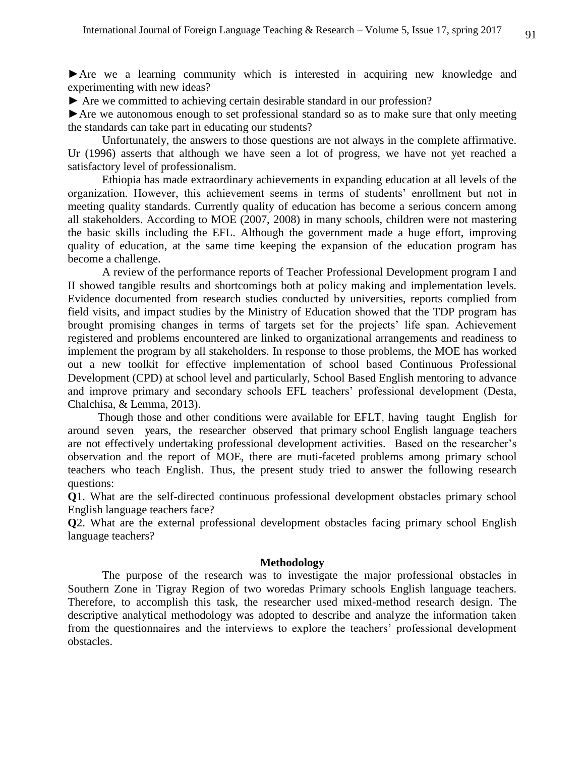►Are we a learning community which is interested in acquiring new knowledge and experimenting with new ideas?

► Are we committed to achieving certain desirable standard in our profession?

►Are we autonomous enough to set professional standard so as to make sure that only meeting the standards can take part in educating our students?

Unfortunately, the answers to those questions are not always in the complete affirmative. Ur (1996) asserts that although we have seen a lot of progress, we have not yet reached a satisfactory level of professionalism.

Ethiopia has made extraordinary achievements in expanding education at all levels of the organization. However, this achievement seems in terms of students' enrollment but not in meeting quality standards. Currently quality of education has become a serious concern among all stakeholders. According to MOE (2007, 2008) in many schools, children were not mastering the basic skills including the EFL. Although the government made a huge effort, improving quality of education, at the same time keeping the expansion of the education program has become a challenge.

A review of the performance reports of Teacher Professional Development program I and II showed tangible results and shortcomings both at policy making and implementation levels. Evidence documented from research studies conducted by universities, reports complied from field visits, and impact studies by the Ministry of Education showed that the TDP program has brought promising changes in terms of targets set for the projects' life span. Achievement registered and problems encountered are linked to organizational arrangements and readiness to implement the program by all stakeholders. In response to those problems, the MOE has worked out a new toolkit for effective implementation of school based Continuous Professional Development (CPD) at school level and particularly, School Based English mentoring to advance and improve primary and secondary schools EFL teachers' professional development (Desta, Chalchisa, & Lemma, 2013).

Though those and other conditions were available for EFLT, having taught English for around seven years, the researcher observed that primary school English language teachers are not effectively undertaking professional development activities. Based on the researcher's observation and the report of MOE, there are muti-faceted problems among primary school teachers who teach English. Thus, the present study tried to answer the following research questions:

**Q**1. What are the self-directed continuous professional development obstacles primary school English language teachers face?

**Q**2. What are the external professional development obstacles facing primary school English language teachers?

## Methodology

The purpose of the research was to investigate the major professional obstacles in Southern Zone in Tigray Region of two woredas Primary schools English language teachers. Therefore, to accomplish this task, the researcher used mixed-method research design. The descriptive analytical methodology was adopted to describe and analyze the information taken from the questionnaires and the interviews to explore the teachers' professional development obstacles.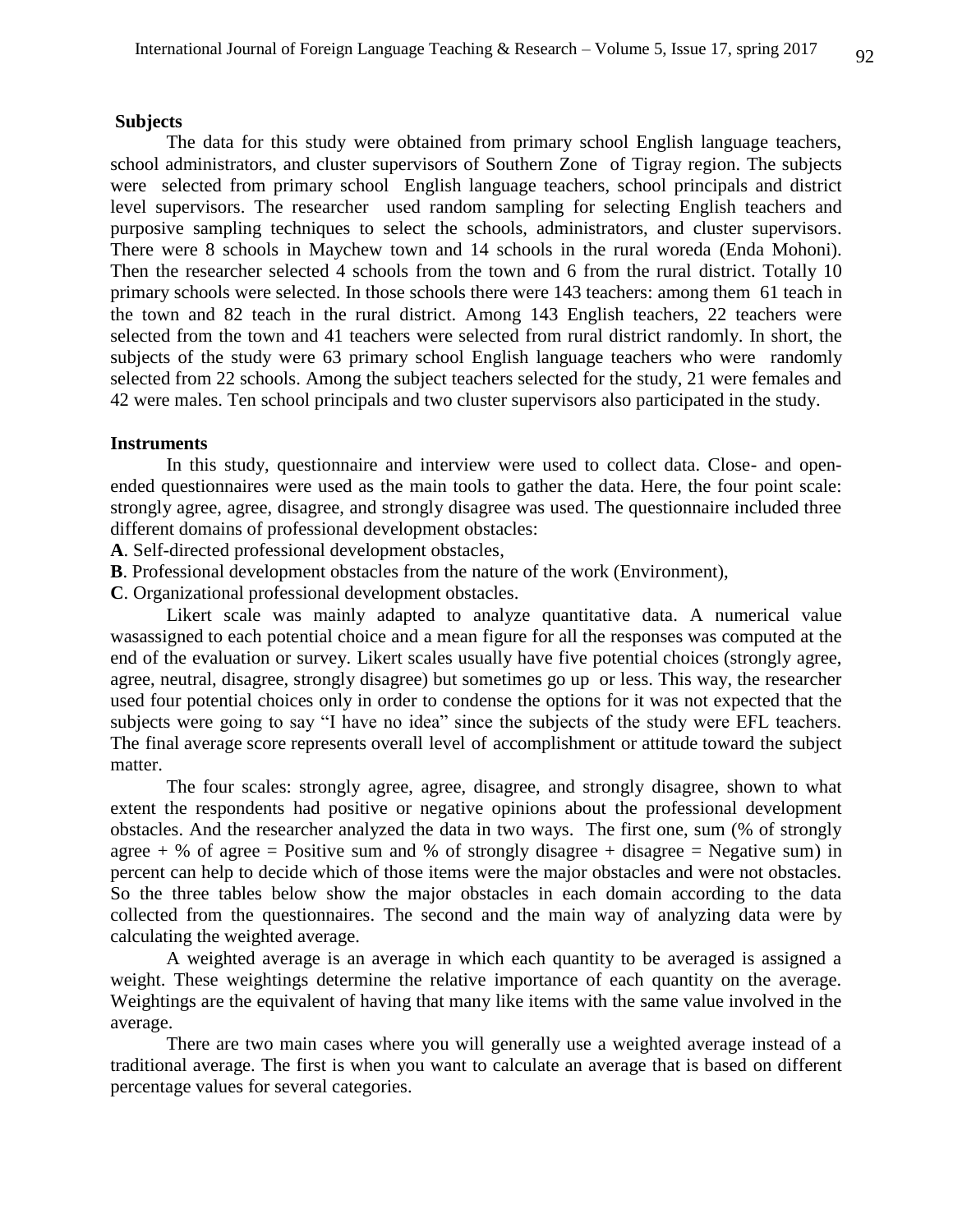**Subjects**

The data for this study were obtained from primary school English language teachers, school administrators, and cluster supervisors of Southern Zone of Tigray region. The subjects were selected from primary school English language teachers, school principals and district level supervisors. The researcher used random sampling for selecting English teachers and purposive sampling techniques to select the schools, administrators, and cluster supervisors. There were 8 schools in Maychew town and 14 schools in the rural woreda (Enda Mohoni). Then the researcher selected 4 schools from the town and 6 from the rural district. Totally 10 primary schools were selected. In those schools there were 143 teachers: among them 61 teach in the town and 82 teach in the rural district. Among 143 English teachers, 22 teachers were selected from the town and 41 teachers were selected from rural district randomly. In short, the subjects of the study were 63 primary school English language teachers who were randomly selected from 22 schools. Among the subject teachers selected for the study, 21 were females and 42 were males. Ten school principals and two cluster supervisors also participated in the study.

**Instruments**

In this study, questionnaire and interview were used to collect data. Close- and open-ended questionnaires were used as the main tools to gather the data. Here, the four point scale: strongly agree, agree, disagree, and strongly disagree was used. The questionnaire included three different domains of professional development obstacles:

**A**. Self-directed professional development obstacles,

**B**. Professional development obstacles from the nature of the work (Environment),

**C**. Organizational professional development obstacles.

Likert scale was mainly adapted to analyze quantitative data. A numerical value wasassigned to each potential choice and a mean figure for all the responses was computed at the end of the evaluation or survey. Likert scales usually have five potential choices (strongly agree, agree, neutral, disagree, strongly disagree) but sometimes go up or less. This way, the researcher used four potential choices only in order to condense the options for it was not expected that the subjects were going to say "I have no idea" since the subjects of the study were EFL teachers. The final average score represents overall level of accomplishment or attitude toward the subject matter.

The four scales: strongly agree, agree, disagree, and strongly disagree, shown to what extent the respondents had positive or negative opinions about the professional development obstacles. And the researcher analyzed the data in two ways. The first one, sum (% of strongly agree + % of agree = Positive sum and % of strongly disagree + disagree = Negative sum) in percent can help to decide which of those items were the major obstacles and were not obstacles. So the three tables below show the major obstacles in each domain according to the data collected from the questionnaires. The second and the main way of analyzing data were by calculating the weighted average.

A weighted average is an average in which each quantity to be averaged is assigned a weight. These weightings determine the relative importance of each quantity on the average. Weightings are the equivalent of having that many like items with the same value involved in the average.

There are two main cases where you will generally use a weighted average instead of a traditional average. The first is when you want to calculate an average that is based on different percentage values for several categories.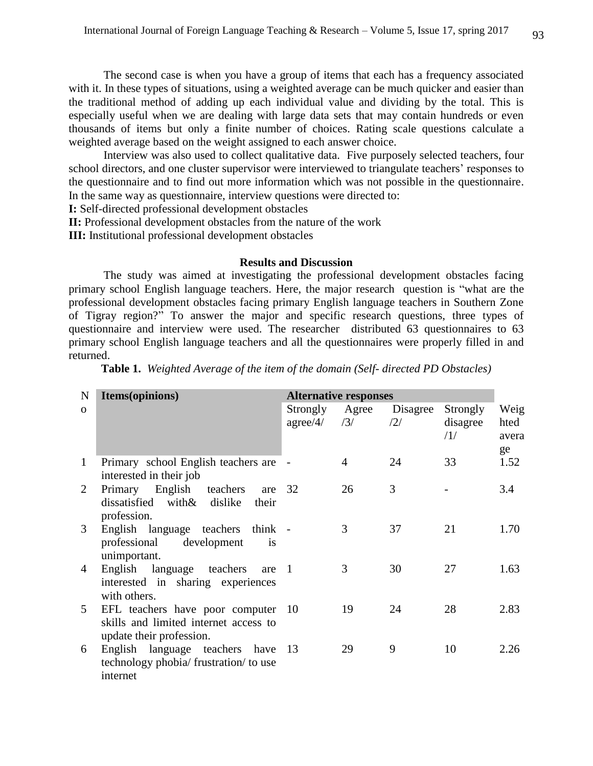The second case is when you have a group of items that each has a frequency associated with it. In these types of situations, using a weighted average can be much quicker and easier than the traditional method of adding up each individual value and dividing by the total. This is especially useful when we are dealing with large data sets that may contain hundreds or even thousands of items but only a finite number of choices. Rating scale questions calculate a weighted average based on the weight assigned to each answer choice.

Interview was also used to collect qualitative data. Five purposely selected teachers, four school directors, and one cluster supervisor were interviewed to triangulate teachers' responses to the questionnaire and to find out more information which was not possible in the questionnaire. In the same way as questionnaire, interview questions were directed to:

**I:** Self-directed professional development obstacles

**II:** Professional development obstacles from the nature of the work

**III:** Institutional professional development obstacles

## Results and Discussion

The study was aimed at investigating the professional development obstacles facing primary school English language teachers. Here, the major research question is "what are the professional development obstacles facing primary English language teachers in Southern Zone of Tigray region?" To answer the major and specific research questions, three types of questionnaire and interview were used. The researcher distributed 63 questionnaires to 63 primary school English language teachers and all the questionnaires were properly filled in and returned.

**Table 1.** *Weighted Average of the item of the domain (Self- directed PD Obstacles)*

| No | Items(opinions) | Alternative responses | | | | |
|---|---|---|---|---|---|---|
| | | Strongly agree/4/ | Agree /3/ | Disagree /2/ | Strongly disagree /1/ | Weighted average |
| 1 | Primary school English teachers are interested in their job | - | 4 | 24 | 33 | 1.52 |
| 2 | Primary English teachers are dissatisfied with& dislike their profession. | 32 | 26 | 3 | - | 3.4 |
| 3 | English language teachers think professional development is unimportant. | - | 3 | 37 | 21 | 1.70 |
| 4 | English language teachers are interested in sharing experiences with others. | 1 | 3 | 30 | 27 | 1.63 |
| 5 | EFL teachers have poor computer skills and limited internet access to update their profession. | 10 | 19 | 24 | 28 | 2.83 |
| 6 | English language teachers have technology phobia/ frustration/ to use internet | 13 | 29 | 9 | 10 | 2.26 |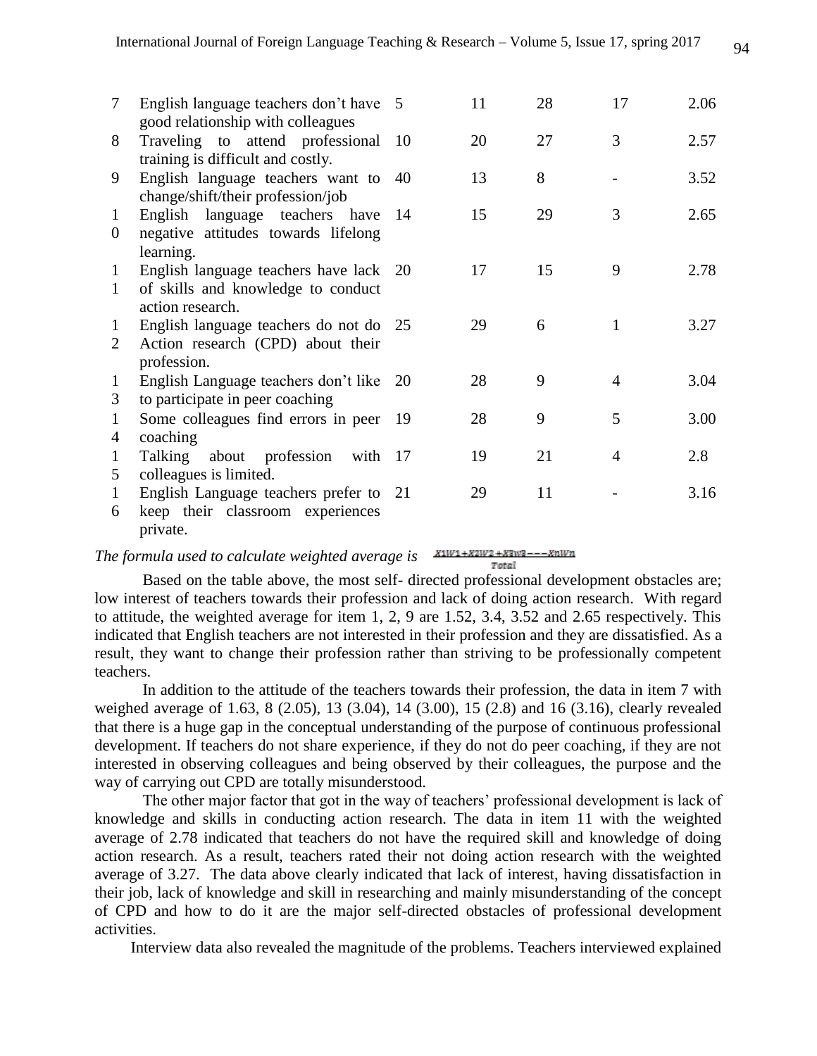| | | | | | | |
|---|---|---|---|---|---|---|
| 7 | English language teachers don't have good relationship with colleagues | 5 | 11 | 28 | 17 | 2.06 |
| 8 | Traveling to attend professional training is difficult and costly. | 10 | 20 | 27 | 3 | 2.57 |
| 9 | English language teachers want to change/shift/their profession/job | 40 | 13 | 8 | - | 3.52 |
| 10 | English language teachers have negative attitudes towards lifelong learning. | 14 | 15 | 29 | 3 | 2.65 |
| 11 | English language teachers have lack of skills and knowledge to conduct action research. | 20 | 17 | 15 | 9 | 2.78 |
| 12 | English language teachers do not do Action research (CPD) about their profession. | 25 | 29 | 6 | 1 | 3.27 |
| 13 | English Language teachers don't like to participate in peer coaching | 20 | 28 | 9 | 4 | 3.04 |
| 14 | Some colleagues find errors in peer coaching | 19 | 28 | 9 | 5 | 3.00 |
| 15 | Talking about profession with colleagues is limited. | 17 | 19 | 21 | 4 | 2.8 |
| 16 | English Language teachers prefer to keep their classroom experiences private. | 21 | 29 | 11 | - | 3.16 |

*The formula used to calculate weighted average is* $\frac{X1W1+X2W2+X3W3---XnWn}{Total}$

Based on the table above, the most self- directed professional development obstacles are; low interest of teachers towards their profession and lack of doing action research. With regard to attitude, the weighted average for item 1, 2, 9 are 1.52, 3.4, 3.52 and 2.65 respectively. This indicated that English teachers are not interested in their profession and they are dissatisfied. As a result, they want to change their profession rather than striving to be professionally competent teachers.

In addition to the attitude of the teachers towards their profession, the data in item 7 with weighed average of 1.63, 8 (2.05), 13 (3.04), 14 (3.00), 15 (2.8) and 16 (3.16), clearly revealed that there is a huge gap in the conceptual understanding of the purpose of continuous professional development. If teachers do not share experience, if they do not do peer coaching, if they are not interested in observing colleagues and being observed by their colleagues, the purpose and the way of carrying out CPD are totally misunderstood.

The other major factor that got in the way of teachers' professional development is lack of knowledge and skills in conducting action research. The data in item 11 with the weighted average of 2.78 indicated that teachers do not have the required skill and knowledge of doing action research. As a result, teachers rated their not doing action research with the weighted average of 3.27. The data above clearly indicated that lack of interest, having dissatisfaction in their job, lack of knowledge and skill in researching and mainly misunderstanding of the concept of CPD and how to do it are the major self-directed obstacles of professional development activities.

Interview data also revealed the magnitude of the problems. Teachers interviewed explained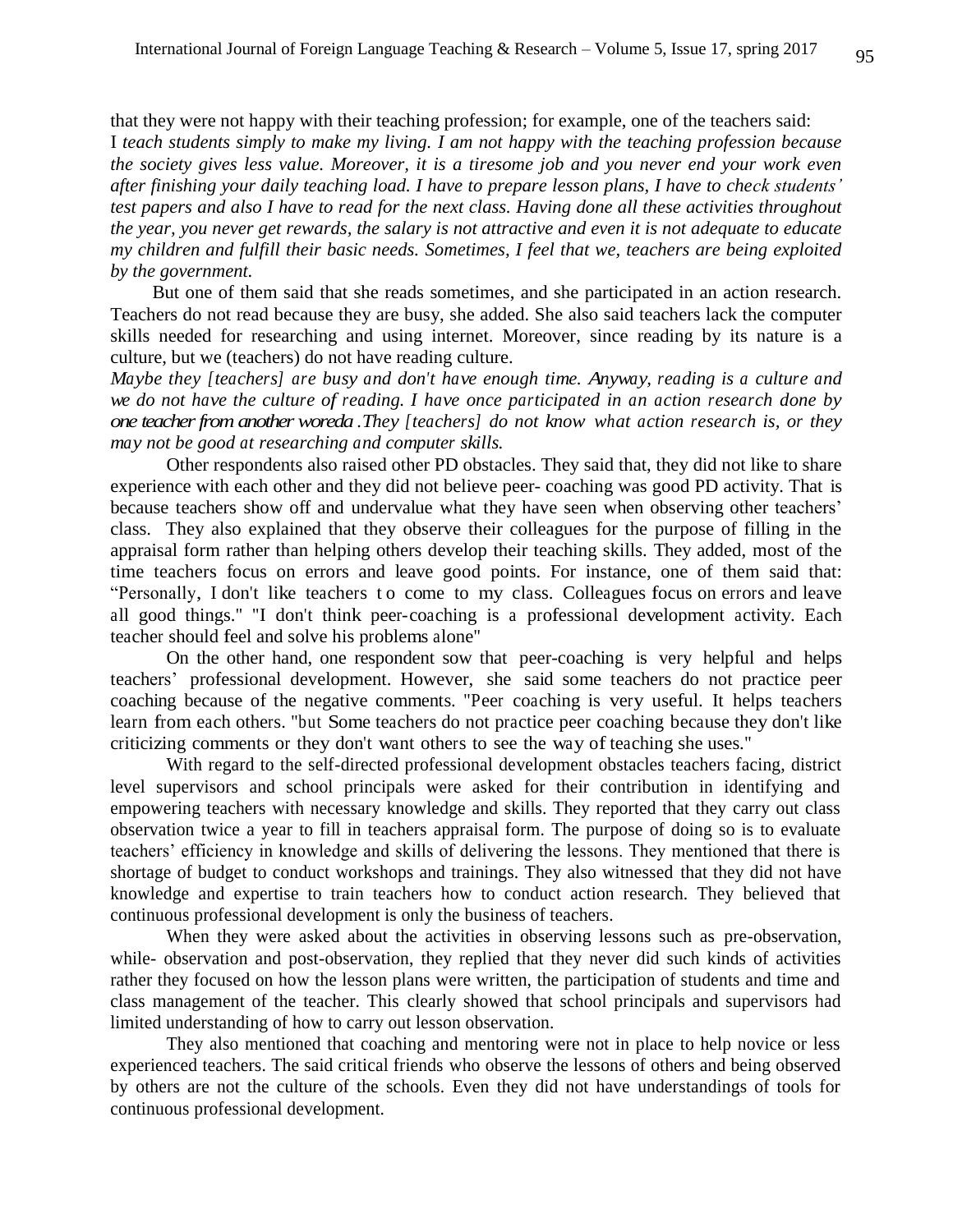that they were not happy with their teaching profession; for example, one of the teachers said:

I *teach students simply to make my living. I am not happy with the teaching profession because the society gives less value. Moreover, it is a tiresome job and you never end your work even after finishing your daily teaching load. I have to prepare lesson plans, I have to check students' test papers and also I have to read for the next class. Having done all these activities throughout the year, you never get rewards, the salary is not attractive and even it is not adequate to educate my children and fulfill their basic needs. Sometimes, I feel that we, teachers are being exploited by the government.*

But one of them said that she reads sometimes, and she participated in an action research. Teachers do not read because they are busy, she added. She also said teachers lack the computer skills needed for researching and using internet. Moreover, since reading by its nature is a culture, but we (teachers) do not have reading culture.

*Maybe they [teachers] are busy and don't have enough time. Anyway, reading is a culture and we do not have the culture of reading. I have once participated in an action research done by one teacher from another woreda .They [teachers] do not know what action research is, or they may not be good at researching and computer skills.*

Other respondents also raised other PD obstacles. They said that, they did not like to share experience with each other and they did not believe peer- coaching was good PD activity. That is because teachers show off and undervalue what they have seen when observing other teachers' class. They also explained that they observe their colleagues for the purpose of filling in the appraisal form rather than helping others develop their teaching skills. They added, most of the time teachers focus on errors and leave good points. For instance, one of them said that: "Personally, I don't like teachers to come to my class. Colleagues focus on errors and leave all good things." "I don't think peer-coaching is a professional development activity. Each teacher should feel and solve his problems alone"

On the other hand, one respondent sow that peer-coaching is very helpful and helps teachers' professional development. However, she said some teachers do not practice peer coaching because of the negative comments. "Peer coaching is very useful. It helps teachers learn from each others. "but Some teachers do not practice peer coaching because they don't like criticizing comments or they don't want others to see the way of teaching she uses."

With regard to the self-directed professional development obstacles teachers facing, district level supervisors and school principals were asked for their contribution in identifying and empowering teachers with necessary knowledge and skills. They reported that they carry out class observation twice a year to fill in teachers appraisal form. The purpose of doing so is to evaluate teachers' efficiency in knowledge and skills of delivering the lessons. They mentioned that there is shortage of budget to conduct workshops and trainings. They also witnessed that they did not have knowledge and expertise to train teachers how to conduct action research. They believed that continuous professional development is only the business of teachers.

When they were asked about the activities in observing lessons such as pre-observation, while- observation and post-observation, they replied that they never did such kinds of activities rather they focused on how the lesson plans were written, the participation of students and time and class management of the teacher. This clearly showed that school principals and supervisors had limited understanding of how to carry out lesson observation.

They also mentioned that coaching and mentoring were not in place to help novice or less experienced teachers. The said critical friends who observe the lessons of others and being observed by others are not the culture of the schools. Even they did not have understandings of tools for continuous professional development.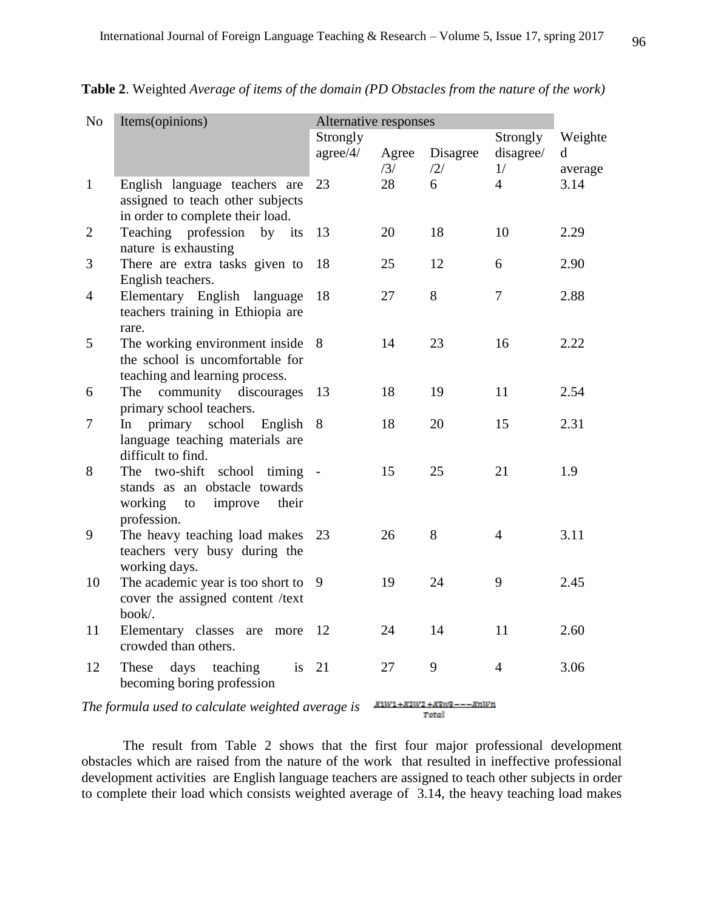**Table 2**. Weighted *Average of items of the domain (PD Obstacles from the nature of the work)*

| No | Items(opinions) | Alternative responses | | | | Weighted average |
|---|---|---|---|---|---|---|
| | | Strongly agree/4/ | Agree /3/ | Disagree /2/ | Strongly disagree/ 1/ | |
| 1 | English language teachers are assigned to teach other subjects in order to complete their load. | 23 | 28 | 6 | 4 | 3.14 |
| 2 | Teaching profession by its nature is exhausting | 13 | 20 | 18 | 10 | 2.29 |
| 3 | There are extra tasks given to English teachers. | 18 | 25 | 12 | 6 | 2.90 |
| 4 | Elementary English language teachers training in Ethiopia are rare. | 18 | 27 | 8 | 7 | 2.88 |
| 5 | The working environment inside the school is uncomfortable for teaching and learning process. | 8 | 14 | 23 | 16 | 2.22 |
| 6 | The community discourages primary school teachers. | 13 | 18 | 19 | 11 | 2.54 |
| 7 | In primary school English language teaching materials are difficult to find. | 8 | 18 | 20 | 15 | 2.31 |
| 8 | The two-shift school timing stands as an obstacle towards working to improve their profession. | - | 15 | 25 | 21 | 1.9 |
| 9 | The heavy teaching load makes teachers very busy during the working days. | 23 | 26 | 8 | 4 | 3.11 |
| 10 | The academic year is too short to cover the assigned content /text book/. | 9 | 19 | 24 | 9 | 2.45 |
| 11 | Elementary classes are more crowded than others. | 12 | 24 | 14 | 11 | 2.60 |
| 12 | These days teaching is becoming boring profession | 21 | 27 | 9 | 4 | 3.06 |

*The formula used to calculate weighted average is* $\frac{X1W1+X2W2+X3w3---XnWn}{Total}$

The result from Table 2 shows that the first four major professional development obstacles which are raised from the nature of the work that resulted in ineffective professional development activities are English language teachers are assigned to teach other subjects in order to complete their load which consists weighted average of 3.14, the heavy teaching load makes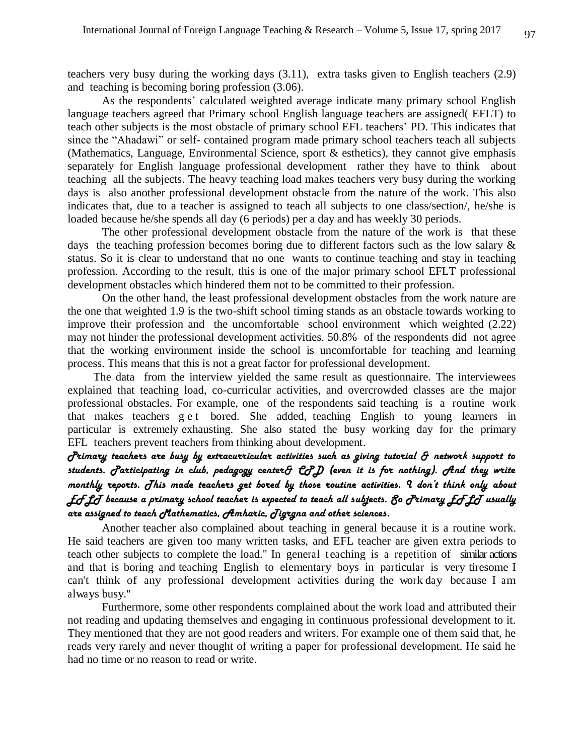teachers very busy during the working days (3.11), extra tasks given to English teachers (2.9) and teaching is becoming boring profession (3.06).

As the respondents' calculated weighted average indicate many primary school English language teachers agreed that Primary school English language teachers are assigned( EFLT) to teach other subjects is the most obstacle of primary school EFL teachers' PD. This indicates that since the "Ahadawi" or self- contained program made primary school teachers teach all subjects (Mathematics, Language, Environmental Science, sport & esthetics), they cannot give emphasis separately for English language professional development rather they have to think about teaching all the subjects. The heavy teaching load makes teachers very busy during the working days is also another professional development obstacle from the nature of the work. This also indicates that, due to a teacher is assigned to teach all subjects to one class/section/, he/she is loaded because he/she spends all day (6 periods) per a day and has weekly 30 periods.

The other professional development obstacle from the nature of the work is that these days the teaching profession becomes boring due to different factors such as the low salary & status. So it is clear to understand that no one wants to continue teaching and stay in teaching profession. According to the result, this is one of the major primary school EFLT professional development obstacles which hindered them not to be committed to their profession.

On the other hand, the least professional development obstacles from the work nature are the one that weighted 1.9 is the two-shift school timing stands as an obstacle towards working to improve their profession and the uncomfortable school environment which weighted (2.22) may not hinder the professional development activities. 50.8% of the respondents did not agree that the working environment inside the school is uncomfortable for teaching and learning process. This means that this is not a great factor for professional development.

The data from the interview yielded the same result as questionnaire. The interviewees explained that teaching load, co-curricular activities, and overcrowded classes are the major professional obstacles. For example, one of the respondents said teaching is a routine work that makes teachers get bored. She added, teaching English to young learners in particular is extremely exhausting. She also stated the busy working day for the primary EFL teachers prevent teachers from thinking about development.

*Primary teachers are busy by extracurricular activities such as giving tutorial & network support to students. Participating in club, pedagogy center& CPD (even it is for nothing). And they write monthly reports. This made teachers get bored by those routine activities. I don't think only about EFLT because a primary school teacher is expected to teach all subjects. So Primary EFLT usually are assigned to teach Mathematics, Amharic, Tigrgna and other sciences.*

Another teacher also complained about teaching in general because it is a routine work. He said teachers are given too many written tasks, and EFL teacher are given extra periods to teach other subjects to complete the load." In general teaching is a repetition of similar actions and that is boring and teaching English to elementary boys in particular is very tiresome I can't think of any professional development activities during the work day because I am always busy."

Furthermore, some other respondents complained about the work load and attributed their not reading and updating themselves and engaging in continuous professional development to it. They mentioned that they are not good readers and writers. For example one of them said that, he reads very rarely and never thought of writing a paper for professional development. He said he had no time or no reason to read or write.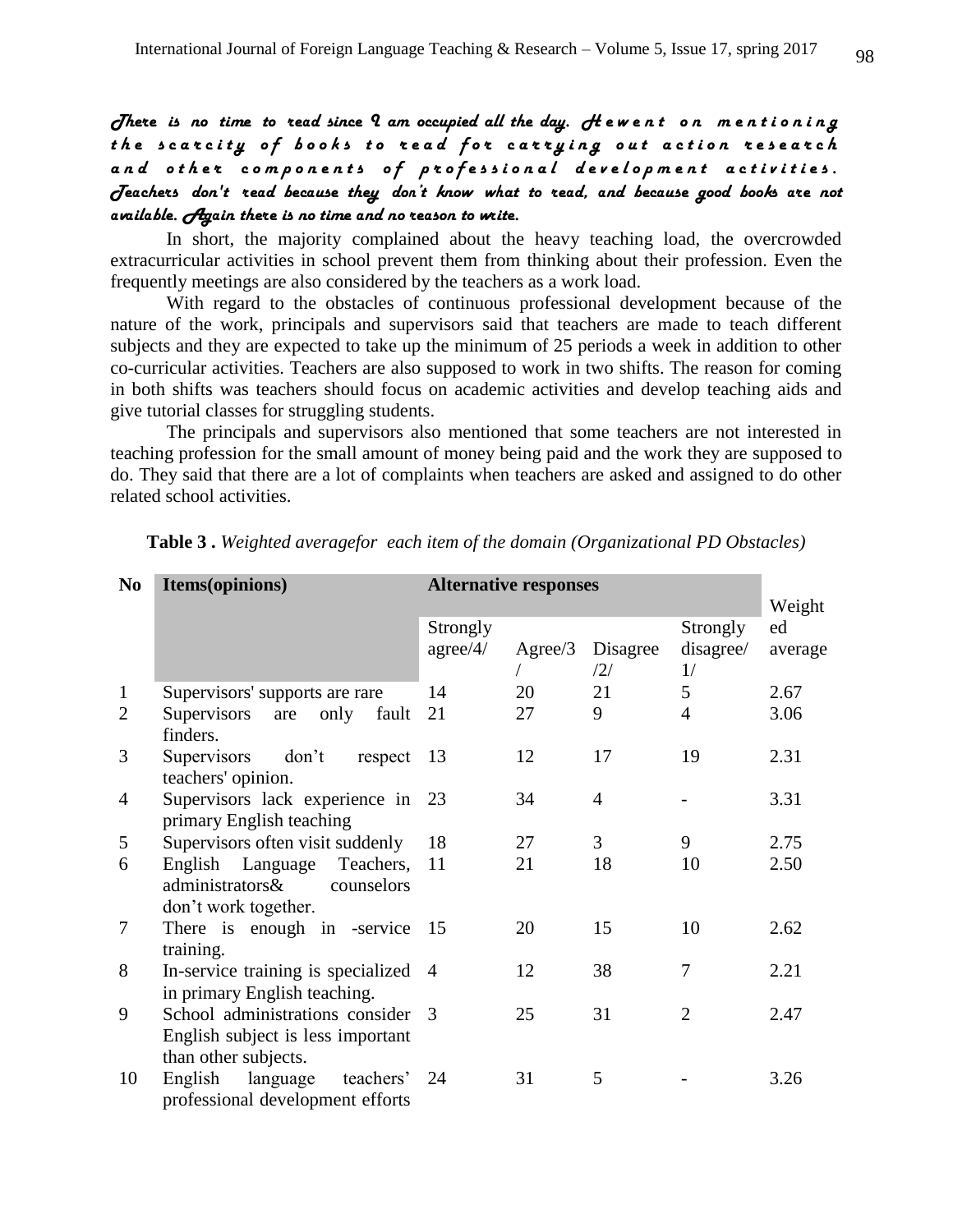*There is no time to read since I am occupied all the day. He went on mentioning the scarcity of books to read for carrying out action research and other components of professional development activities. Teachers don't read because they don't know what to read, and because good books are not available. Again there is no time and no reason to write.*

In short, the majority complained about the heavy teaching load, the overcrowded extracurricular activities in school prevent them from thinking about their profession. Even the frequently meetings are also considered by the teachers as a work load.

With regard to the obstacles of continuous professional development because of the nature of the work, principals and supervisors said that teachers are made to teach different subjects and they are expected to take up the minimum of 25 periods a week in addition to other co-curricular activities. Teachers are also supposed to work in two shifts. The reason for coming in both shifts was teachers should focus on academic activities and develop teaching aids and give tutorial classes for struggling students.

The principals and supervisors also mentioned that some teachers are not interested in teaching profession for the small amount of money being paid and the work they are supposed to do. They said that there are a lot of complaints when teachers are asked and assigned to do other related school activities.

**Table 3 .** *Weighted averagefor each item of the domain (Organizational PD Obstacles)*

| No | Items(opinions) | Alternative responses | | | | Weighted average |
|---|---|---|---|---|---|---|
| | | Strongly agree/4/ | Agree/3/ | Disagree /2/ | Strongly disagree/ 1/ | |
| 1 | Supervisors' supports are rare | 14 | 20 | 21 | 5 | 2.67 |
| 2 | Supervisors are only fault finders. | 21 | 27 | 9 | 4 | 3.06 |
| 3 | Supervisors don't respect teachers' opinion. | 13 | 12 | 17 | 19 | 2.31 |
| 4 | Supervisors lack experience in primary English teaching | 23 | 34 | 4 | - | 3.31 |
| 5 | Supervisors often visit suddenly | 18 | 27 | 3 | 9 | 2.75 |
| 6 | English Language Teachers, administrators& counselors don't work together. | 11 | 21 | 18 | 10 | 2.50 |
| 7 | There is enough in -service training. | 15 | 20 | 15 | 10 | 2.62 |
| 8 | In-service training is specialized in primary English teaching. | 4 | 12 | 38 | 7 | 2.21 |
| 9 | School administrations consider English subject is less important than other subjects. | 3 | 25 | 31 | 2 | 2.47 |
| 10 | English language teachers' professional development efforts | 24 | 31 | 5 | - | 3.26 |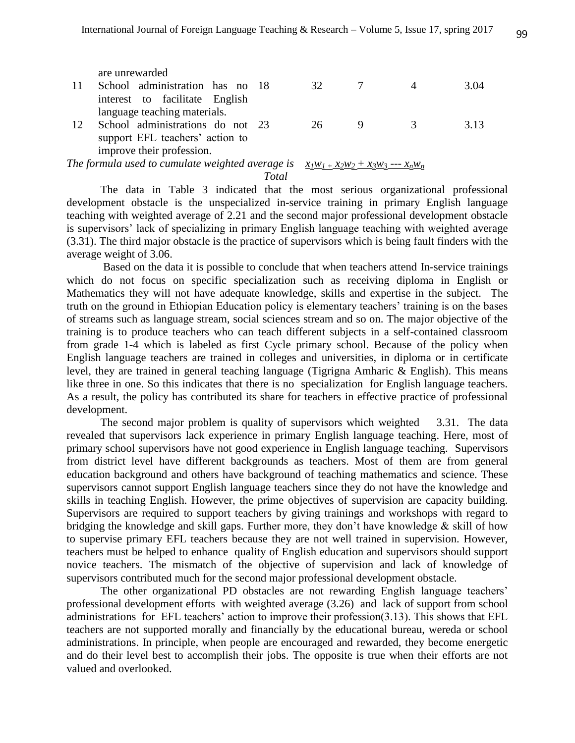| | | | | | | |
|---|---|---|---|---|---|---|
| | are unrewarded | | | | | |
| 11 | School administration has no interest to facilitate English language teaching materials. | 18 | 32 | 7 | 4 | 3.04 |
| 12 | School administrations do not support EFL teachers' action to improve their profession. | 23 | 26 | 9 | 3 | 3.13 |

*The formula used to cumulate weighted average is* $\frac{x_1w_1 + x_2w_2 + x_3w_3 \text{ --- } x_nw_n}{Total}$

The data in Table 3 indicated that the most serious organizational professional development obstacle is the unspecialized in-service training in primary English language teaching with weighted average of 2.21 and the second major professional development obstacle is supervisors' lack of specializing in primary English language teaching with weighted average (3.31). The third major obstacle is the practice of supervisors which is being fault finders with the average weight of 3.06.

Based on the data it is possible to conclude that when teachers attend In-service trainings which do not focus on specific specialization such as receiving diploma in English or Mathematics they will not have adequate knowledge, skills and expertise in the subject. The truth on the ground in Ethiopian Education policy is elementary teachers' training is on the bases of streams such as language stream, social sciences stream and so on. The major objective of the training is to produce teachers who can teach different subjects in a self-contained classroom from grade 1-4 which is labeled as first Cycle primary school. Because of the policy when English language teachers are trained in colleges and universities, in diploma or in certificate level, they are trained in general teaching language (Tigrigna Amharic & English). This means like three in one. So this indicates that there is no specialization for English language teachers. As a result, the policy has contributed its share for teachers in effective practice of professional development.

The second major problem is quality of supervisors which weighted 3.31. The data revealed that supervisors lack experience in primary English language teaching. Here, most of primary school supervisors have not good experience in English language teaching. Supervisors from district level have different backgrounds as teachers. Most of them are from general education background and others have background of teaching mathematics and science. These supervisors cannot support English language teachers since they do not have the knowledge and skills in teaching English. However, the prime objectives of supervision are capacity building. Supervisors are required to support teachers by giving trainings and workshops with regard to bridging the knowledge and skill gaps. Further more, they don't have knowledge & skill of how to supervise primary EFL teachers because they are not well trained in supervision. However, teachers must be helped to enhance quality of English education and supervisors should support novice teachers. The mismatch of the objective of supervision and lack of knowledge of supervisors contributed much for the second major professional development obstacle.

The other organizational PD obstacles are not rewarding English language teachers' professional development efforts with weighted average (3.26) and lack of support from school administrations for EFL teachers' action to improve their profession(3.13). This shows that EFL teachers are not supported morally and financially by the educational bureau, wereda or school administrations. In principle, when people are encouraged and rewarded, they become energetic and do their level best to accomplish their jobs. The opposite is true when their efforts are not valued and overlooked.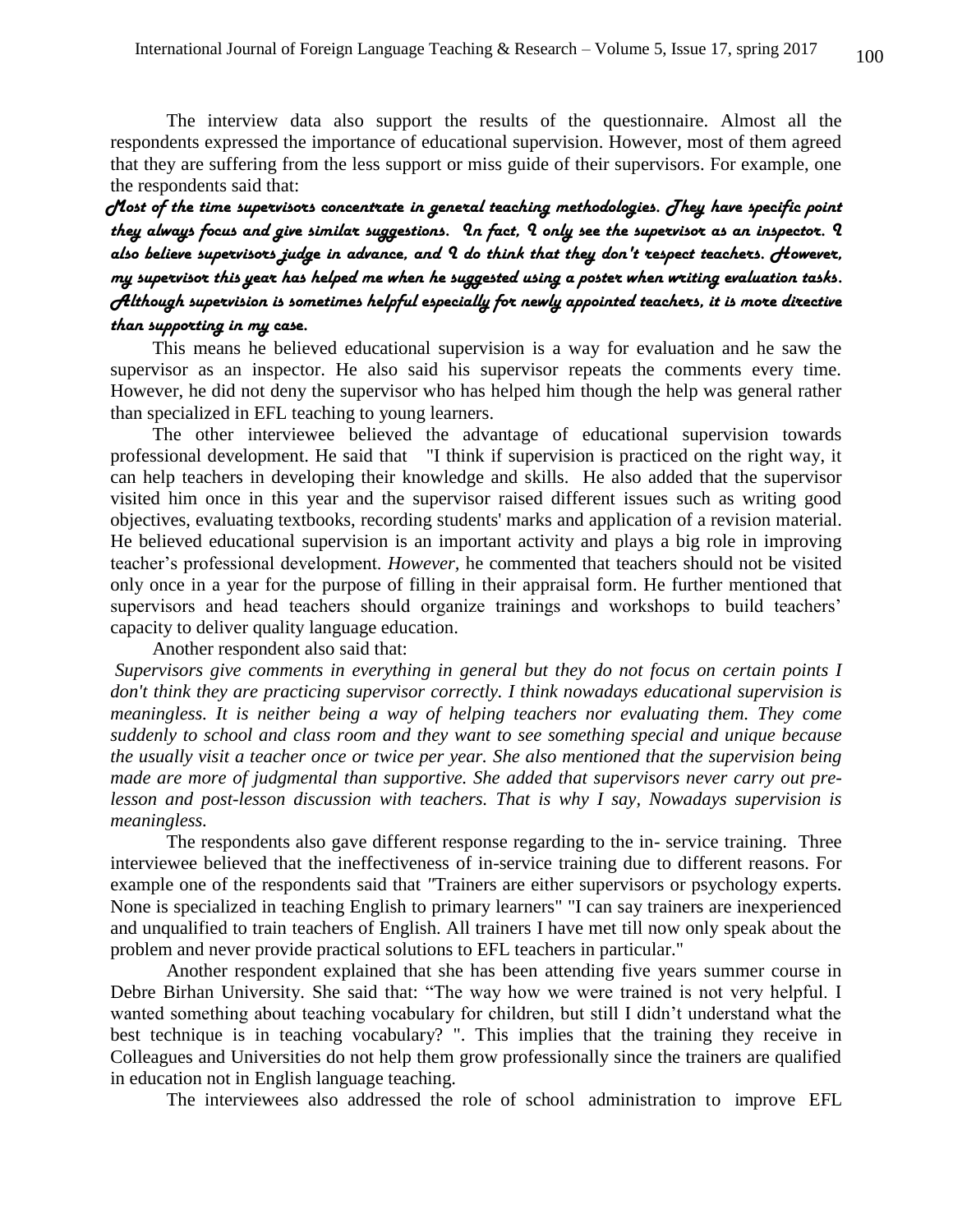The interview data also support the results of the questionnaire. Almost all the respondents expressed the importance of educational supervision. However, most of them agreed that they are suffering from the less support or miss guide of their supervisors. For example, one the respondents said that:

*Most of the time supervisors concentrate in general teaching methodologies. They have specific point they always focus and give similar suggestions. In fact, I only see the supervisor as an inspector. I also believe supervisors judge in advance, and I do think that they don't respect teachers. However, my supervisor this year has helped me when he suggested using a poster when writing evaluation tasks. Although supervision is sometimes helpful especially for newly appointed teachers, it is more directive than supporting in my case.*

This means he believed educational supervision is a way for evaluation and he saw the supervisor as an inspector. He also said his supervisor repeats the comments every time. However, he did not deny the supervisor who has helped him though the help was general rather than specialized in EFL teaching to young learners.

The other interviewee believed the advantage of educational supervision towards professional development. He said that "I think if supervision is practiced on the right way, it can help teachers in developing their knowledge and skills. He also added that the supervisor visited him once in this year and the supervisor raised different issues such as writing good objectives, evaluating textbooks, recording students' marks and application of a revision material. He believed educational supervision is an important activity and plays a big role in improving teacher's professional development. *However*, he commented that teachers should not be visited only once in a year for the purpose of filling in their appraisal form. He further mentioned that supervisors and head teachers should organize trainings and workshops to build teachers' capacity to deliver quality language education.

Another respondent also said that:

*Supervisors give comments in everything in general but they do not focus on certain points I don't think they are practicing supervisor correctly. I think nowadays educational supervision is meaningless. It is neither being a way of helping teachers nor evaluating them. They come suddenly to school and class room and they want to see something special and unique because the usually visit a teacher once or twice per year. She also mentioned that the supervision being made are more of judgmental than supportive. She added that supervisors never carry out pre-lesson and post-lesson discussion with teachers. That is why I say, Nowadays supervision is meaningless.*

The respondents also gave different response regarding to the in- service training. Three interviewee believed that the ineffectiveness of in-service training due to different reasons. For example one of the respondents said that "Trainers are either supervisors or psychology experts. None is specialized in teaching English to primary learners" "I can say trainers are inexperienced and unqualified to train teachers of English. All trainers I have met till now only speak about the problem and never provide practical solutions to EFL teachers in particular."

Another respondent explained that she has been attending five years summer course in Debre Birhan University. She said that: "The way how we were trained is not very helpful. I wanted something about teaching vocabulary for children, but still I didn't understand what the best technique is in teaching vocabulary? ". This implies that the training they receive in Colleagues and Universities do not help them grow professionally since the trainers are qualified in education not in English language teaching.

The interviewees also addressed the role of school administration to improve EFL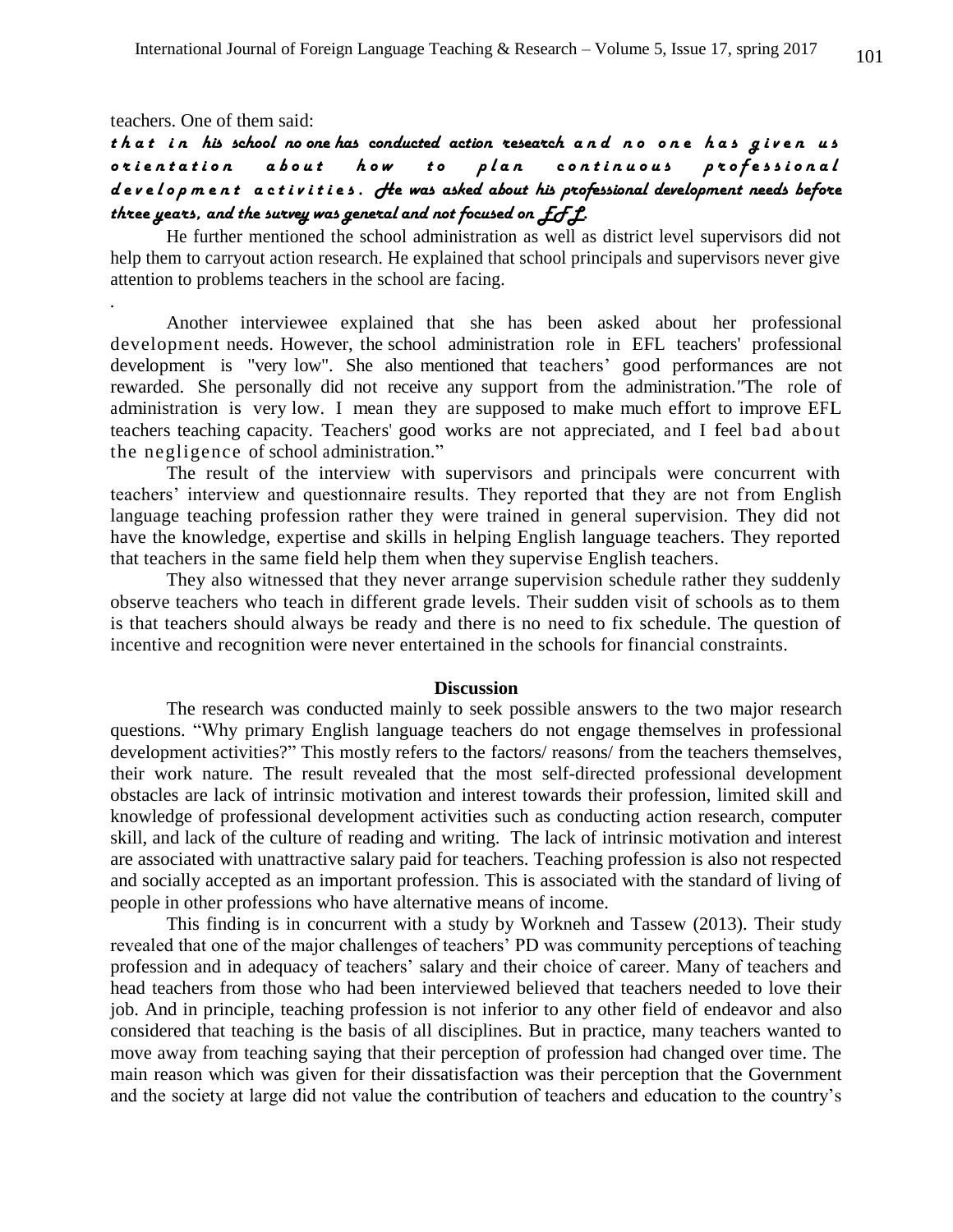teachers. One of them said:

*that in his school no one has conducted action research and no one has given us orientation about how to plan continuous professional development activities. He was asked about his professional development needs before three years, and the survey was general and not focused on EFL.*

He further mentioned the school administration as well as district level supervisors did not help them to carryout action research. He explained that school principals and supervisors never give attention to problems teachers in the school are facing.

.

Another interviewee explained that she has been asked about her professional development needs. However, the school administration role in EFL teachers' professional development is "very low". She also mentioned that teachers' good performances are not rewarded. She personally did not receive any support from the administration."The role of administration is very low. I mean they are supposed to make much effort to improve EFL teachers teaching capacity. Teachers' good works are not appreciated, and I feel bad about the negligence of school administration."

The result of the interview with supervisors and principals were concurrent with teachers' interview and questionnaire results. They reported that they are not from English language teaching profession rather they were trained in general supervision. They did not have the knowledge, expertise and skills in helping English language teachers. They reported that teachers in the same field help them when they supervise English teachers.

They also witnessed that they never arrange supervision schedule rather they suddenly observe teachers who teach in different grade levels. Their sudden visit of schools as to them is that teachers should always be ready and there is no need to fix schedule. The question of incentive and recognition were never entertained in the schools for financial constraints.

## Discussion

The research was conducted mainly to seek possible answers to the two major research questions. "Why primary English language teachers do not engage themselves in professional development activities?" This mostly refers to the factors/ reasons/ from the teachers themselves, their work nature. The result revealed that the most self-directed professional development obstacles are lack of intrinsic motivation and interest towards their profession, limited skill and knowledge of professional development activities such as conducting action research, computer skill, and lack of the culture of reading and writing. The lack of intrinsic motivation and interest are associated with unattractive salary paid for teachers. Teaching profession is also not respected and socially accepted as an important profession. This is associated with the standard of living of people in other professions who have alternative means of income.

This finding is in concurrent with a study by Workneh and Tassew (2013). Their study revealed that one of the major challenges of teachers' PD was community perceptions of teaching profession and in adequacy of teachers' salary and their choice of career. Many of teachers and head teachers from those who had been interviewed believed that teachers needed to love their job. And in principle, teaching profession is not inferior to any other field of endeavor and also considered that teaching is the basis of all disciplines. But in practice, many teachers wanted to move away from teaching saying that their perception of profession had changed over time. The main reason which was given for their dissatisfaction was their perception that the Government and the society at large did not value the contribution of teachers and education to the country's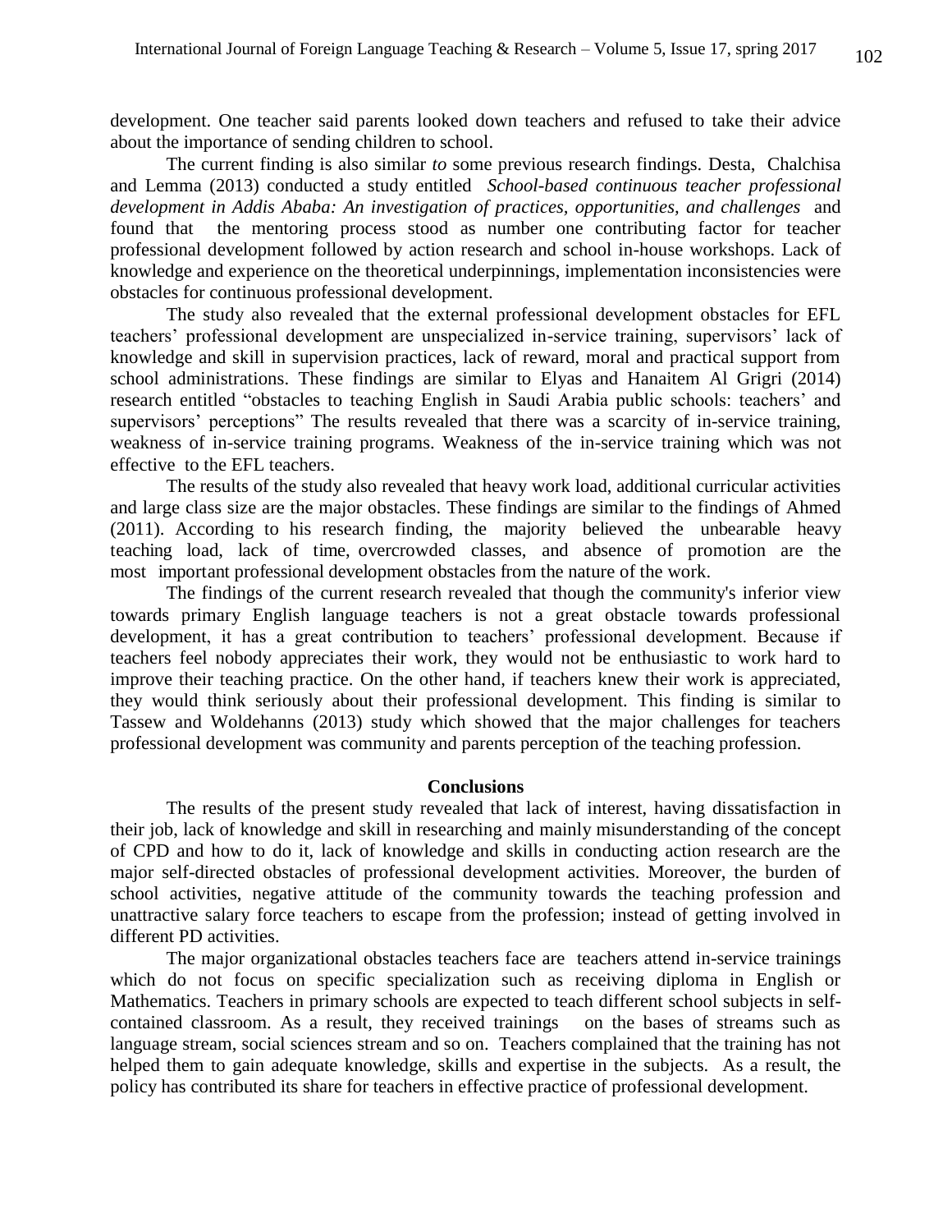development. One teacher said parents looked down teachers and refused to take their advice about the importance of sending children to school.

The current finding is also similar *to* some previous research findings. Desta, Chalchisa and Lemma (2013) conducted a study entitled *School-based continuous teacher professional development in Addis Ababa: An investigation of practices, opportunities, and challenges* and found that the mentoring process stood as number one contributing factor for teacher professional development followed by action research and school in-house workshops. Lack of knowledge and experience on the theoretical underpinnings, implementation inconsistencies were obstacles for continuous professional development.

The study also revealed that the external professional development obstacles for EFL teachers' professional development are unspecialized in-service training, supervisors' lack of knowledge and skill in supervision practices, lack of reward, moral and practical support from school administrations. These findings are similar to Elyas and Hanaitem Al Grigri (2014) research entitled "obstacles to teaching English in Saudi Arabia public schools: teachers' and supervisors' perceptions" The results revealed that there was a scarcity of in-service training, weakness of in-service training programs. Weakness of the in-service training which was not effective to the EFL teachers.

The results of the study also revealed that heavy work load, additional curricular activities and large class size are the major obstacles. These findings are similar to the findings of Ahmed (2011). According to his research finding, the majority believed the unbearable heavy teaching load, lack of time, overcrowded classes, and absence of promotion are the most important professional development obstacles from the nature of the work.

The findings of the current research revealed that though the community's inferior view towards primary English language teachers is not a great obstacle towards professional development, it has a great contribution to teachers' professional development. Because if teachers feel nobody appreciates their work, they would not be enthusiastic to work hard to improve their teaching practice. On the other hand, if teachers knew their work is appreciated, they would think seriously about their professional development. This finding is similar to Tassew and Woldehanns (2013) study which showed that the major challenges for teachers professional development was community and parents perception of the teaching profession.

## Conclusions

The results of the present study revealed that lack of interest, having dissatisfaction in their job, lack of knowledge and skill in researching and mainly misunderstanding of the concept of CPD and how to do it, lack of knowledge and skills in conducting action research are the major self-directed obstacles of professional development activities. Moreover, the burden of school activities, negative attitude of the community towards the teaching profession and unattractive salary force teachers to escape from the profession; instead of getting involved in different PD activities.

The major organizational obstacles teachers face are teachers attend in-service trainings which do not focus on specific specialization such as receiving diploma in English or Mathematics. Teachers in primary schools are expected to teach different school subjects in self-contained classroom. As a result, they received trainings on the bases of streams such as language stream, social sciences stream and so on. Teachers complained that the training has not helped them to gain adequate knowledge, skills and expertise in the subjects. As a result, the policy has contributed its share for teachers in effective practice of professional development.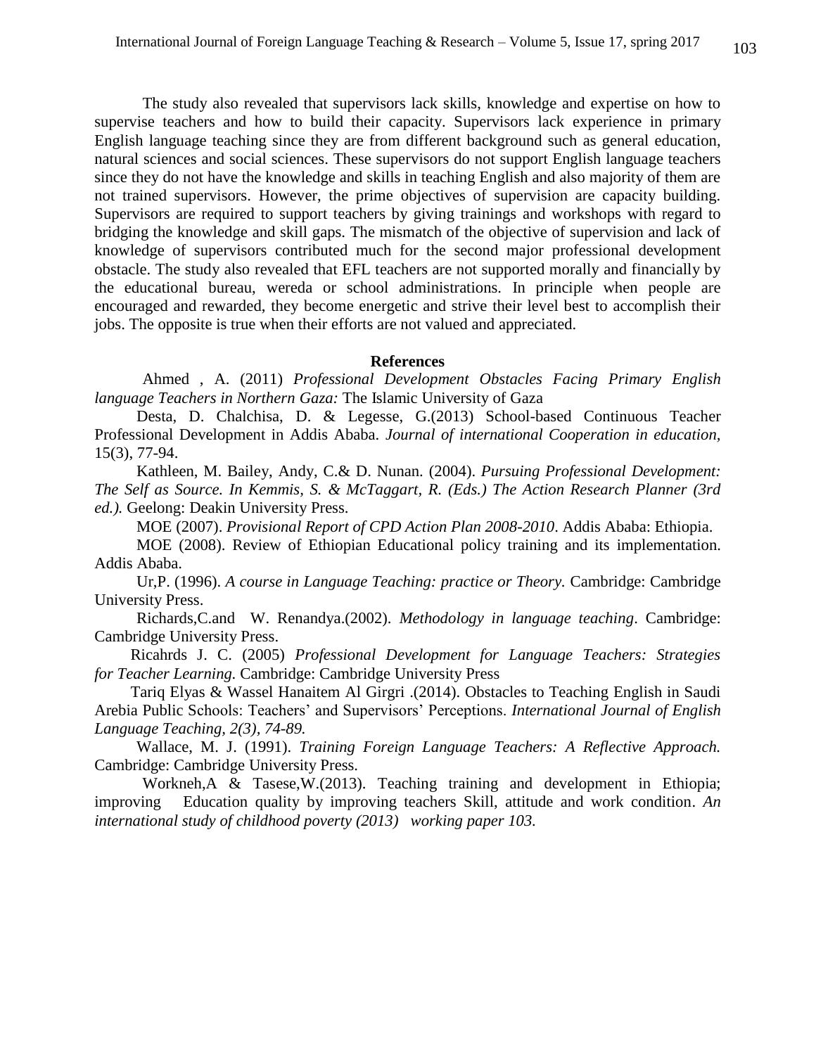The study also revealed that supervisors lack skills, knowledge and expertise on how to supervise teachers and how to build their capacity. Supervisors lack experience in primary English language teaching since they are from different background such as general education, natural sciences and social sciences. These supervisors do not support English language teachers since they do not have the knowledge and skills in teaching English and also majority of them are not trained supervisors. However, the prime objectives of supervision are capacity building. Supervisors are required to support teachers by giving trainings and workshops with regard to bridging the knowledge and skill gaps. The mismatch of the objective of supervision and lack of knowledge of supervisors contributed much for the second major professional development obstacle. The study also revealed that EFL teachers are not supported morally and financially by the educational bureau, wereda or school administrations. In principle when people are encouraged and rewarded, they become energetic and strive their level best to accomplish their jobs. The opposite is true when their efforts are not valued and appreciated.

## References

Ahmed , A. (2011) *Professional Development Obstacles Facing Primary English language Teachers in Northern Gaza:* The Islamic University of Gaza

Desta, D. Chalchisa, D. & Legesse, G.(2013) School-based Continuous Teacher Professional Development in Addis Ababa. *Journal of international Cooperation in education,* 15(3), 77-94.

Kathleen, M. Bailey, Andy, C.& D. Nunan. (2004). *Pursuing Professional Development: The Self as Source. In Kemmis, S. & McTaggart, R. (Eds.) The Action Research Planner (3rd ed.).* Geelong: Deakin University Press.

MOE (2007). *Provisional Report of CPD Action Plan 2008-2010*. Addis Ababa: Ethiopia.

MOE (2008). Review of Ethiopian Educational policy training and its implementation. Addis Ababa.

Ur,P. (1996). *A course in Language Teaching: practice or Theory.* Cambridge: Cambridge University Press.

Richards,C.and W. Renandya.(2002). *Methodology in language teaching*. Cambridge: Cambridge University Press.

Ricahrds J. C. (2005) *Professional Development for Language Teachers: Strategies for Teacher Learning.* Cambridge: Cambridge University Press

Tariq Elyas & Wassel Hanaitem Al Girgri .(2014). Obstacles to Teaching English in Saudi Arebia Public Schools: Teachers' and Supervisors' Perceptions. *International Journal of English Language Teaching, 2(3), 74-89.*

Wallace, M. J. (1991). *Training Foreign Language Teachers: A Reflective Approach.* Cambridge: Cambridge University Press.

Workneh,A & Tasese,W.(2013). Teaching training and development in Ethiopia; improving Education quality by improving teachers Skill, attitude and work condition. *An international study of childhood poverty (2013) working paper 103.*